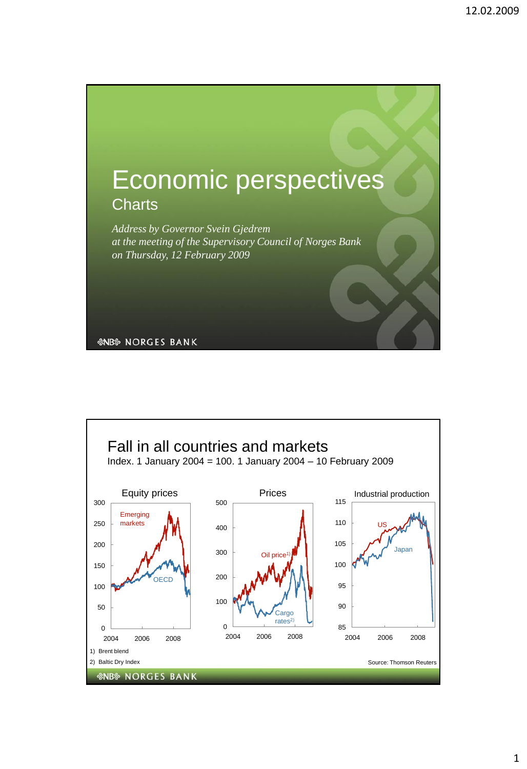# Economic perspectives

## Charts

*Address by Governor Svein Gjedrem*
*at the meeting of the Supervisory Council of Norges Bank*
*on Thursday, 12 February 2009*

NORGES BANK

---

## Fall in all countries and markets

Index. 1 January 2004 = 100. 1 January 2004 – 10 February 2009

Equity prices | Prices | Industrial production

Emerging markets, OECD | Oil price[1], Cargo rates[2] | US, Japan

1) Brent blend

2) Baltic Dry Index

Source: Thomson Reuters

NORGES BANK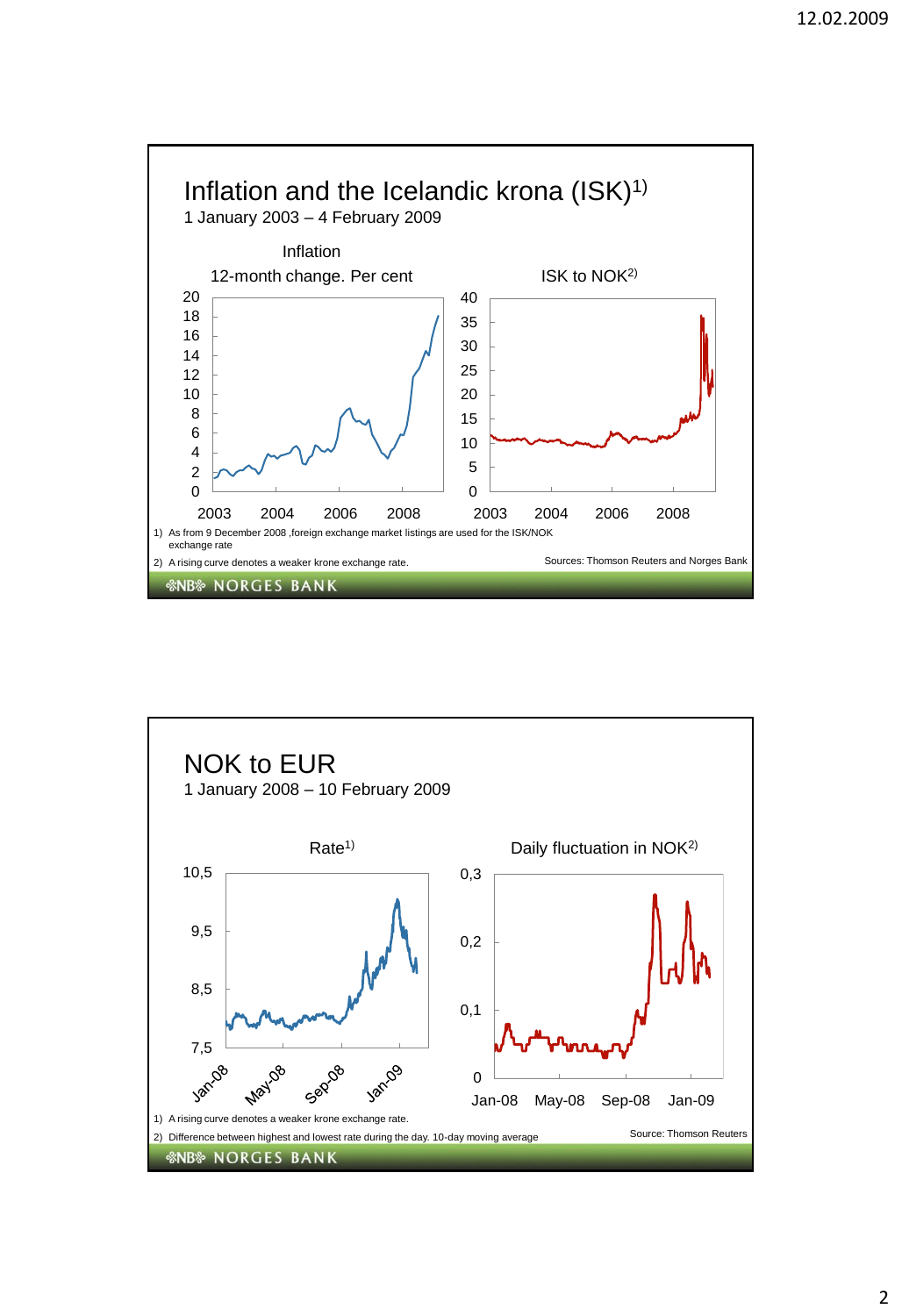## Inflation and the Icelandic krona (ISK)[1]

1 January 2003 – 4 February 2009

Inflation

12-month change. Per cent

ISK to NOK[2]

1) As from 9 December 2008 ,foreign exchange market listings are used for the ISK/NOK exchange rate

2) A rising curve denotes a weaker krone exchange rate.

Sources: Thomson Reuters and Norges Bank

NORGES BANK

## NOK to EUR

1 January 2008 – 10 February 2009

Rate[1]

Daily fluctuation in NOK[2]

1) A rising curve denotes a weaker krone exchange rate.

2) Difference between highest and lowest rate during the day. 10-day moving average

Source: Thomson Reuters

NORGES BANK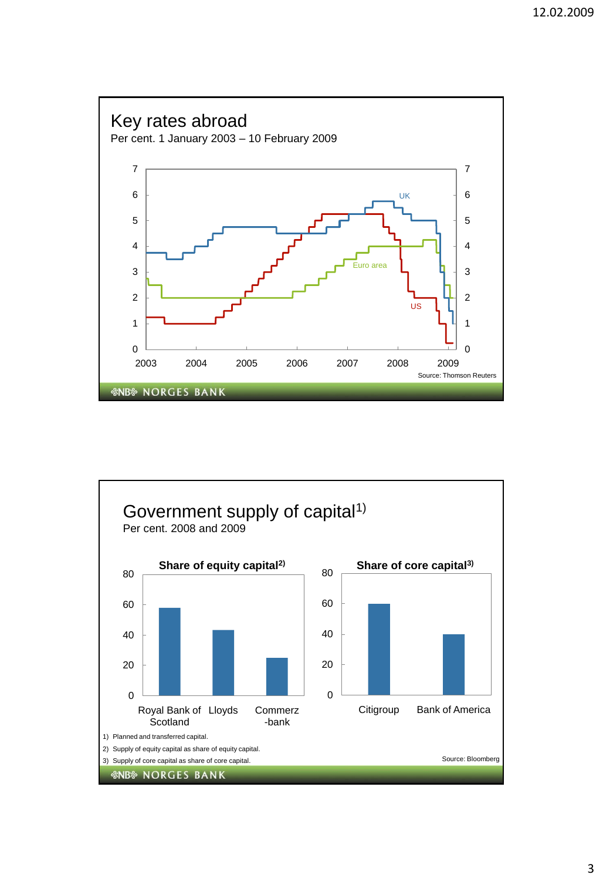## Key rates abroad

Per cent. 1 January 2003 – 10 February 2009

UK

Euro area

US

Source: Thomson Reuters

NORGES BANK

## Government supply of capital[1)]

Per cent. 2008 and 2009

**Share of equity capital[2)]**

Royal Bank of Scotland, Lloyds, Commerzbank

**Share of core capital[3)]**

Citigroup, Bank of America

1) Planned and transferred capital.

2) Supply of equity capital as share of equity capital.

3) Supply of core capital as share of core capital.

Source: Bloomberg

NORGES BANK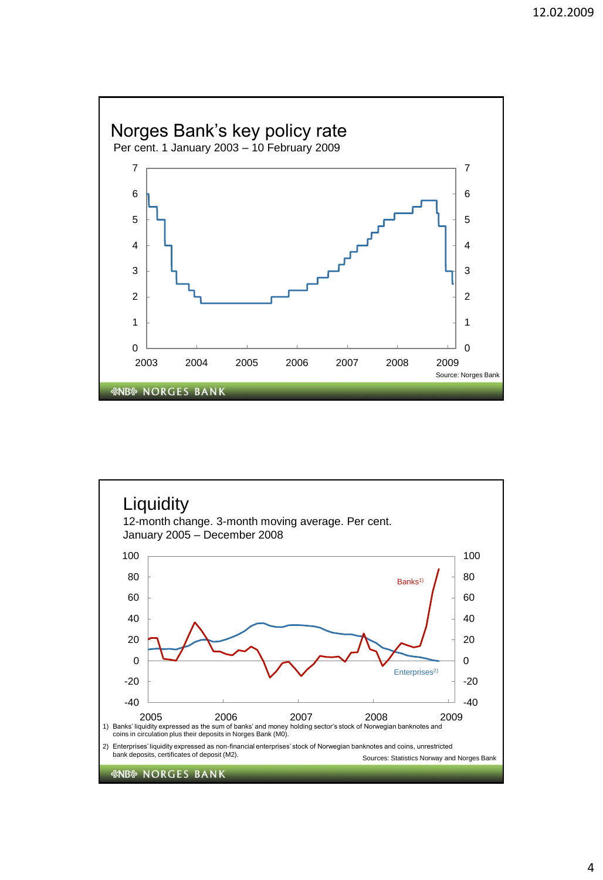## Norges Bank's key policy rate

Per cent. 1 January 2003 – 10 February 2009

Source: Norges Bank

NORGES BANK

## Liquidity

12-month change. 3-month moving average. Per cent.
January 2005 – December 2008

Banks[1]

Enterprises[2]

1) Banks' liquidity expressed as the sum of banks' and money holding sector's stock of Norwegian banknotes and coins in circulation plus their deposits in Norges Bank (M0).

2) Enterprises' liquidity expressed as non-financial enterprises' stock of Norwegian banknotes and coins, unrestricted bank deposits, certificates of deposit (M2).

Sources: Statistics Norway and Norges Bank

NORGES BANK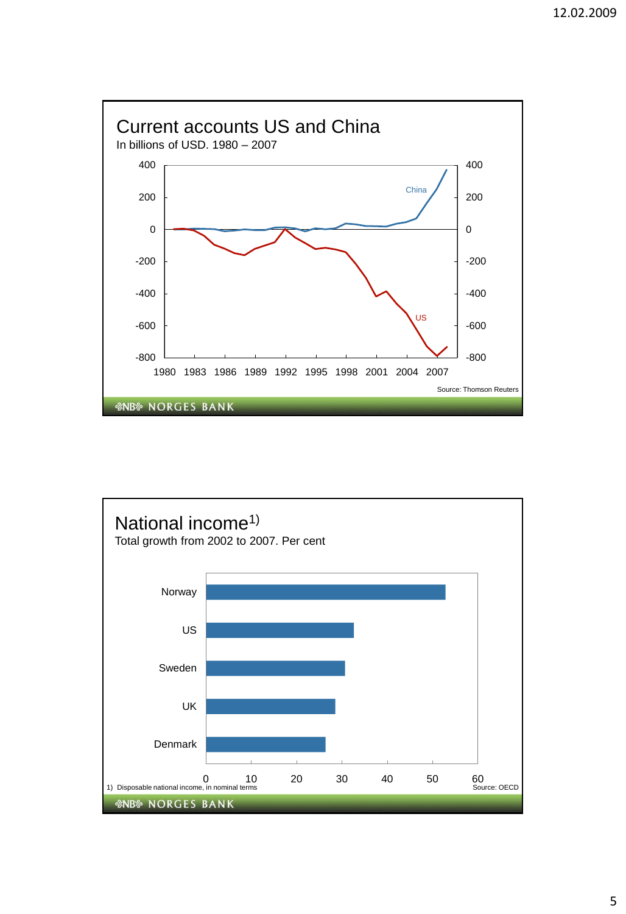## Current accounts US and China

In billions of USD. 1980 – 2007

Source: Thomson Reuters

NORGES BANK

## National income[1)]

Total growth from 2002 to 2007. Per cent

1) Disposable national income, in nominal terms

Source: OECD

NORGES BANK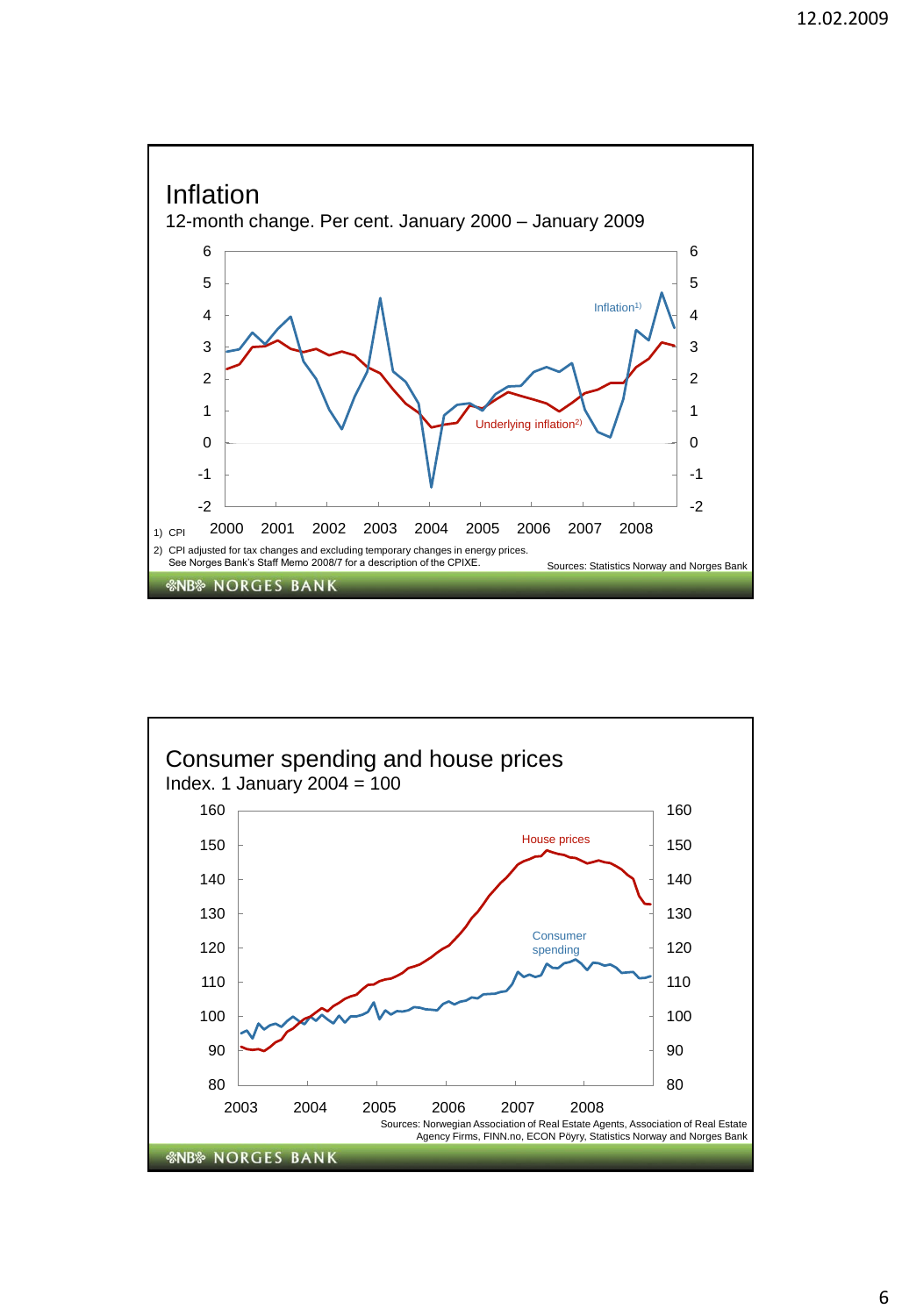## Inflation

12-month change. Per cent. January 2000 – January 2009

Inflation[1)]

Underlying inflation[2)]

1) CPI

2) CPI adjusted for tax changes and excluding temporary changes in energy prices. See Norges Bank's Staff Memo 2008/7 for a description of the CPIXE.

Sources: Statistics Norway and Norges Bank

NORGES BANK

## Consumer spending and house prices

Index. 1 January 2004 = 100

House prices

Consumer spending

Sources: Norwegian Association of Real Estate Agents, Association of Real Estate Agency Firms, FINN.no, ECON Pöyry, Statistics Norway and Norges Bank

NORGES BANK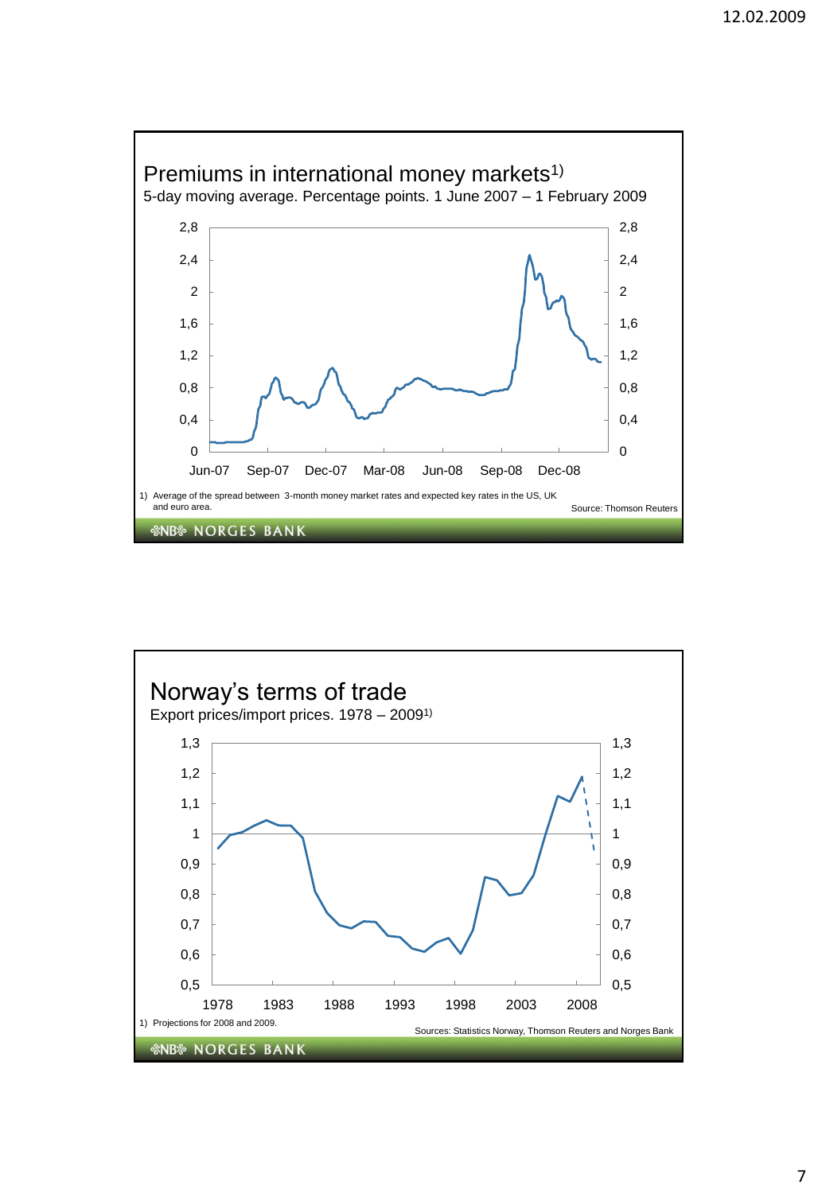## Premiums in international money markets[1)]

5-day moving average. Percentage points. 1 June 2007 – 1 February 2009

1) Average of the spread between 3-month money market rates and expected key rates in the US, UK and euro area.

Source: Thomson Reuters

NORGES BANK

## Norway's terms of trade

Export prices/import prices. 1978 – 2009[1)]

1) Projections for 2008 and 2009.

Sources: Statistics Norway, Thomson Reuters and Norges Bank

NORGES BANK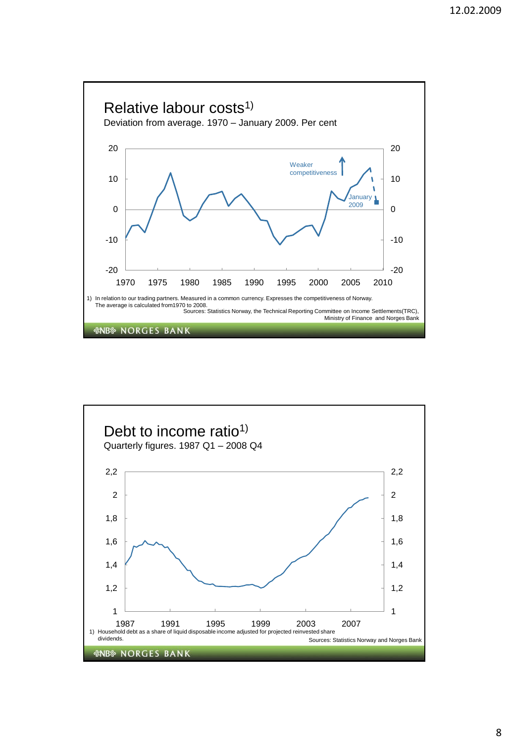## Relative labour costs[1)]

Deviation from average. 1970 – January 2009. Per cent

Weaker competitiveness

January 2009

1) In relation to our trading partners. Measured in a common currency. Expresses the competitiveness of Norway. The average is calculated from1970 to 2008.

Sources: Statistics Norway, the Technical Reporting Committee on Income Settlements(TRC), Ministry of Finance and Norges Bank

NORGES BANK

## Debt to income ratio[1)]

Quarterly figures. 1987 Q1 – 2008 Q4

1) Household debt as a share of liquid disposable income adjusted for projected reinvested share dividends.

Sources: Statistics Norway and Norges Bank

NORGES BANK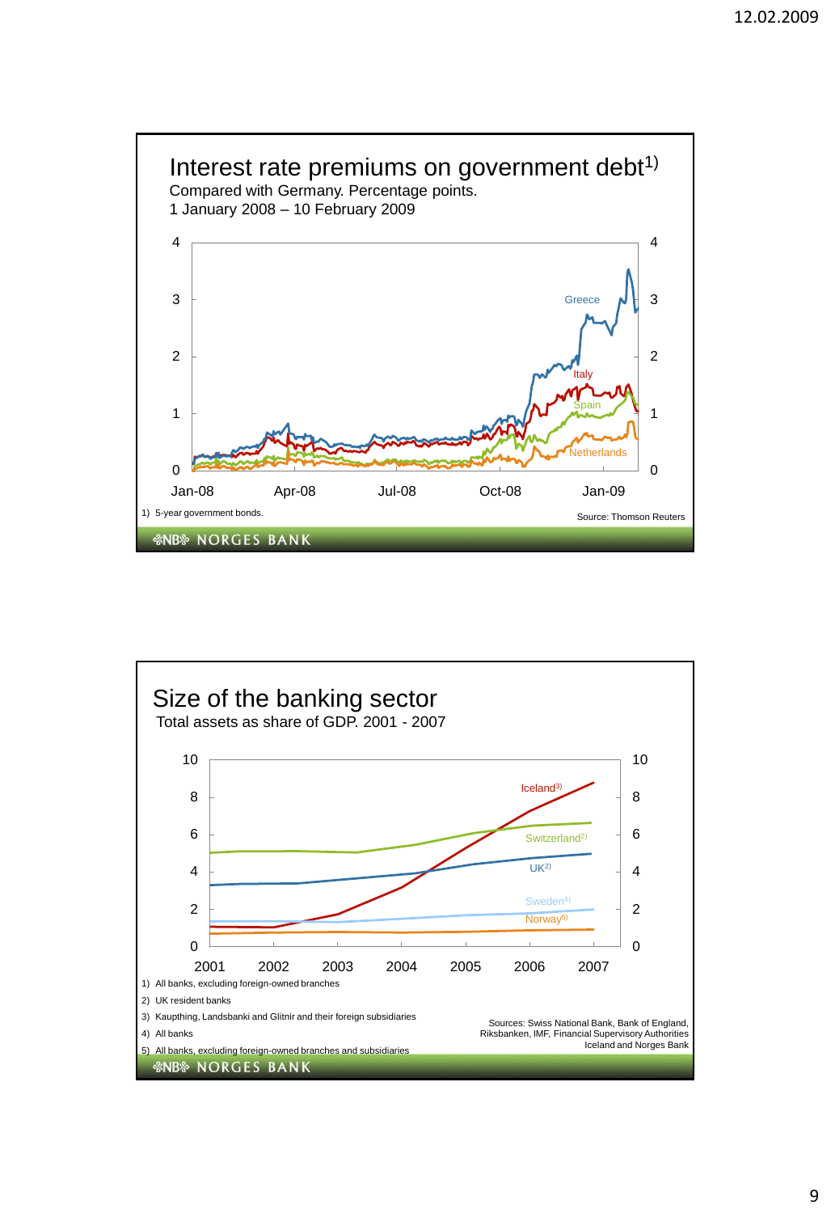## Interest rate premiums on government debt[1)]

Compared with Germany. Percentage points.
1 January 2008 – 10 February 2009

Greece, Italy, Spain, Netherlands

1) 5-year government bonds.

Source: Thomson Reuters

NORGES BANK

## Size of the banking sector

Total assets as share of GDP. 2001 - 2007

Iceland[3)], Switzerland[2)], UK[2)], Sweden[4)], Norway[5)]

1) All banks, excluding foreign-owned branches
2) UK resident banks
3) Kaupthing, Landsbanki and Glitnir and their foreign subsidiaries
4) All banks
5) All banks, excluding foreign-owned branches and subsidiaries

Sources: Swiss National Bank, Bank of England, Riksbanken, IMF, Financial Supervisory Authorities Iceland and Norges Bank

NORGES BANK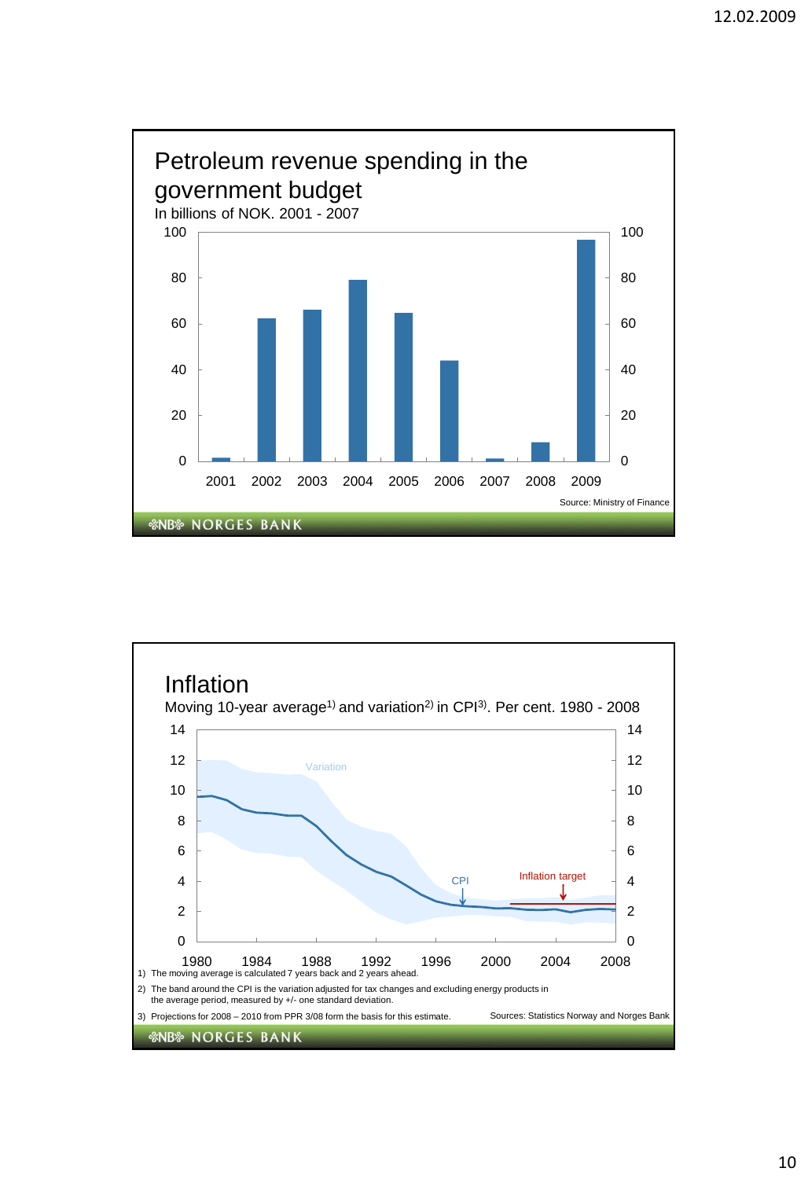## Petroleum revenue spending in the government budget

In billions of NOK. 2001 - 2007

Source: Ministry of Finance

## Inflation

Moving 10-year average[1] and variation[2] in CPI[3]. Per cent. 1980 - 2008

1) The moving average is calculated 7 years back and 2 years ahead.

2) The band around the CPI is the variation adjusted for tax changes and excluding energy products in the average period, measured by +/- one standard deviation.

3) Projections for 2008 – 2010 from PPR 3/08 form the basis for this estimate.

Sources: Statistics Norway and Norges Bank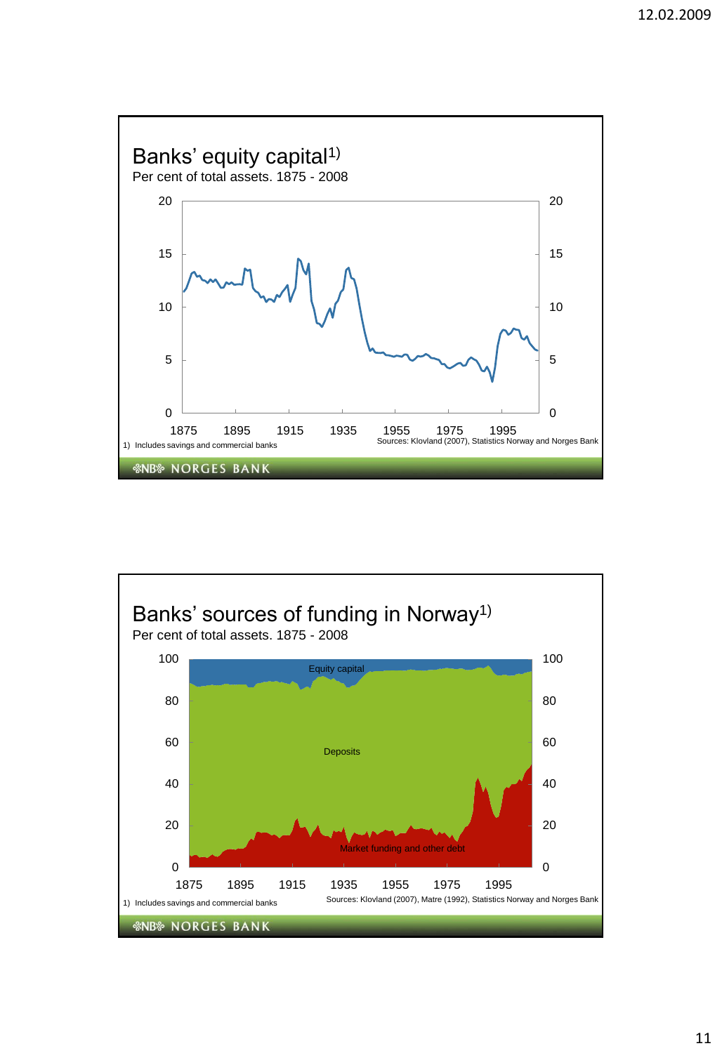## Banks' equity capital[1)]

Per cent of total assets. 1875 - 2008

20 | 15 | 10 | 5 | 0

1875 | 1895 | 1915 | 1935 | 1955 | 1975 | 1995

1) Includes savings and commercial banks

Sources: Klovland (2007), Statistics Norway and Norges Bank

NB NORGES BANK

## Banks' sources of funding in Norway[1)]

Per cent of total assets. 1875 - 2008

100 | 80 | 60 | 40 | 20 | 0

Equity capital

Deposits

Market funding and other debt

1875 | 1895 | 1915 | 1935 | 1955 | 1975 | 1995

1) Includes savings and commercial banks

Sources: Klovland (2007), Matre (1992), Statistics Norway and Norges Bank

NB NORGES BANK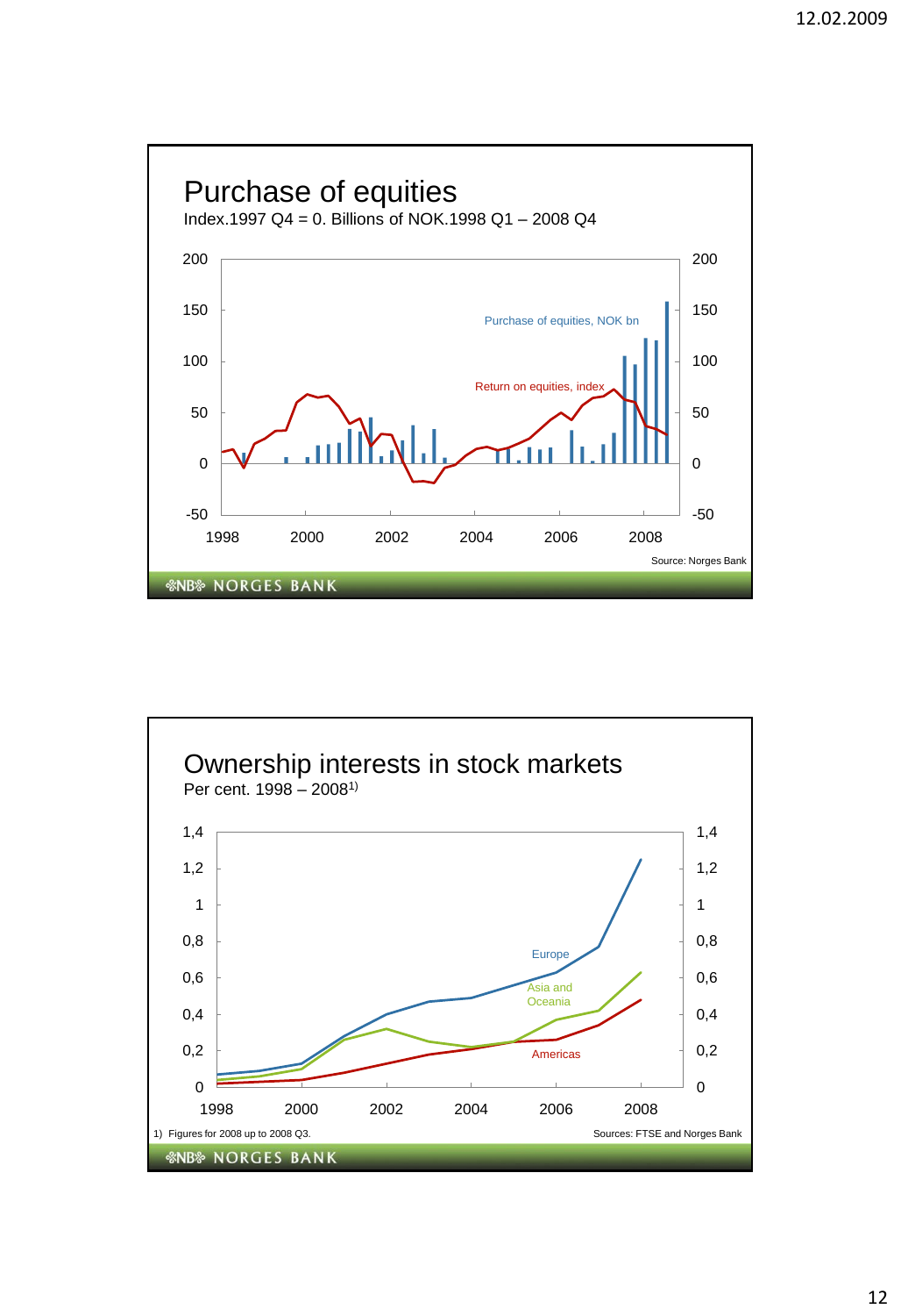## Purchase of equities

Index.1997 Q4 = 0. Billions of NOK.1998 Q1 – 2008 Q4

200
150
100
50
0
-50

1998 2000 2002 2004 2006 2008

Purchase of equities, NOK bn

Return on equities, index

Source: Norges Bank

NB NORGES BANK

## Ownership interests in stock markets

Per cent. 1998 – 2008[1)]

1,4
1,2
1
0,8
0,6
0,4
0,2
0

1998 2000 2002 2004 2006 2008

Europe

Asia and Oceania

Americas

1) Figures for 2008 up to 2008 Q3.

Sources: FTSE and Norges Bank

NB NORGES BANK